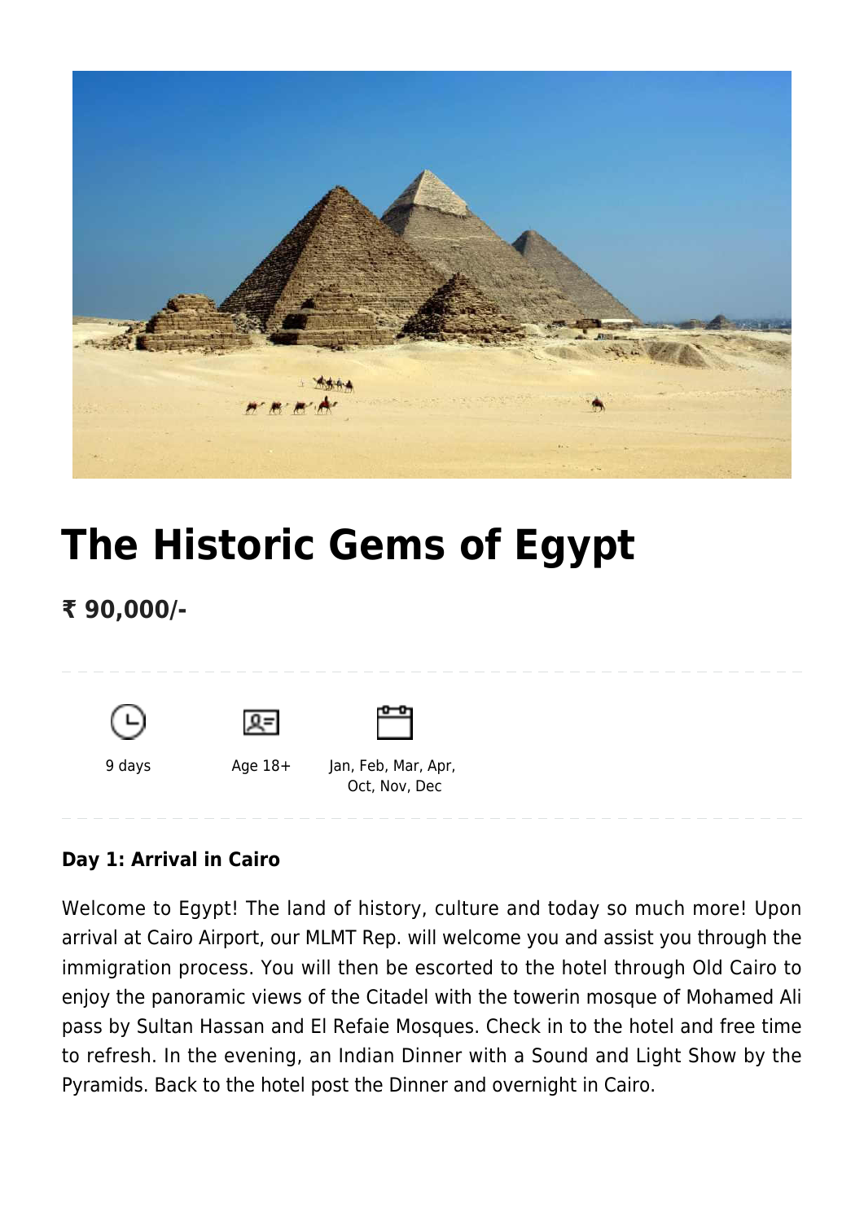# The Historic Gems of Egypt

## ₹ 90,000/-

9 days

Age 18+

Jan, Feb, Mar, Apr, Oct, Nov, Dec

**Day 1: Arrival in Cairo**

Welcome to Egypt! The land of history, culture and today so much more! Upon arrival at Cairo Airport, our MLMT Rep. will welcome you and assist you through the immigration process. You will then be escorted to the hotel through Old Cairo to enjoy the panoramic views of the Citadel with the towerin mosque of Mohamed Ali pass by Sultan Hassan and El Refaie Mosques. Check in to the hotel and free time to refresh. In the evening, an Indian Dinner with a Sound and Light Show by the Pyramids. Back to the hotel post the Dinner and overnight in Cairo.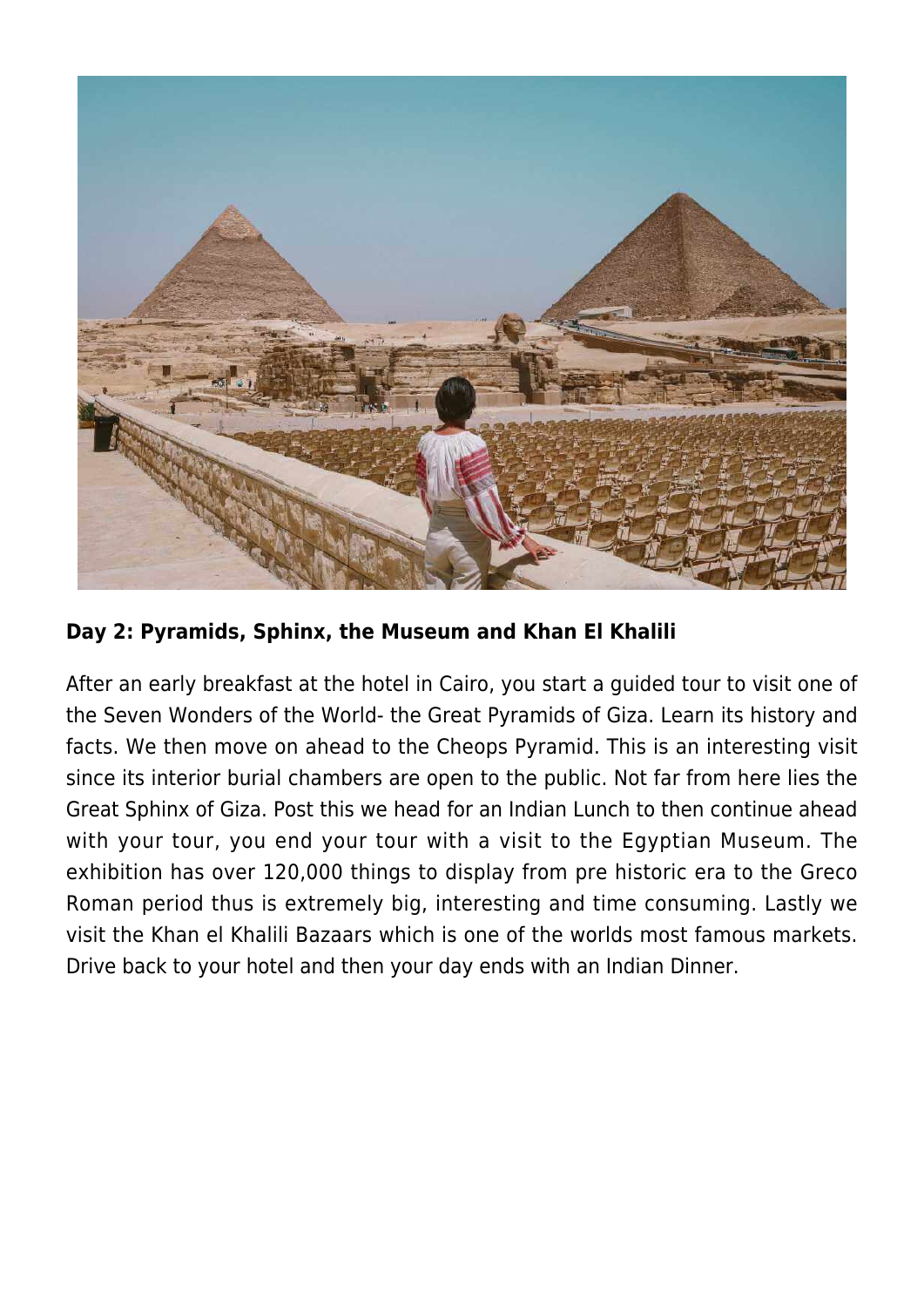**Day 2: Pyramids, Sphinx, the Museum and Khan El Khalili**

After an early breakfast at the hotel in Cairo, you start a guided tour to visit one of the Seven Wonders of the World- the Great Pyramids of Giza. Learn its history and facts. We then move on ahead to the Cheops Pyramid. This is an interesting visit since its interior burial chambers are open to the public. Not far from here lies the Great Sphinx of Giza. Post this we head for an Indian Lunch to then continue ahead with your tour, you end your tour with a visit to the Egyptian Museum. The exhibition has over 120,000 things to display from pre historic era to the Greco Roman period thus is extremely big, interesting and time consuming. Lastly we visit the Khan el Khalili Bazaars which is one of the worlds most famous markets. Drive back to your hotel and then your day ends with an Indian Dinner.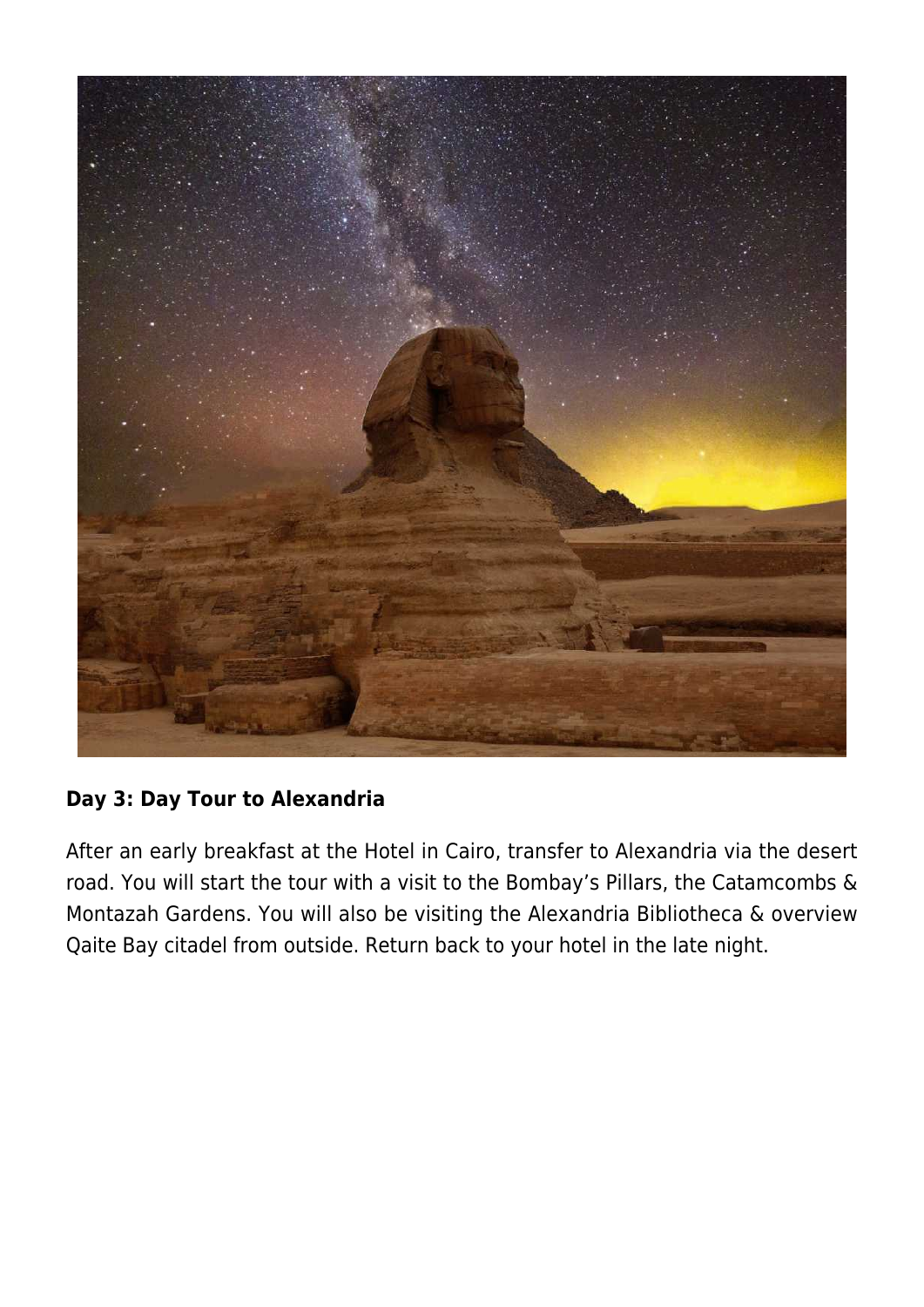**Day 3: Day Tour to Alexandria**

After an early breakfast at the Hotel in Cairo, transfer to Alexandria via the desert road. You will start the tour with a visit to the Bombay's Pillars, the Catamcombs & Montazah Gardens. You will also be visiting the Alexandria Bibliotheca & overview Qaite Bay citadel from outside. Return back to your hotel in the late night.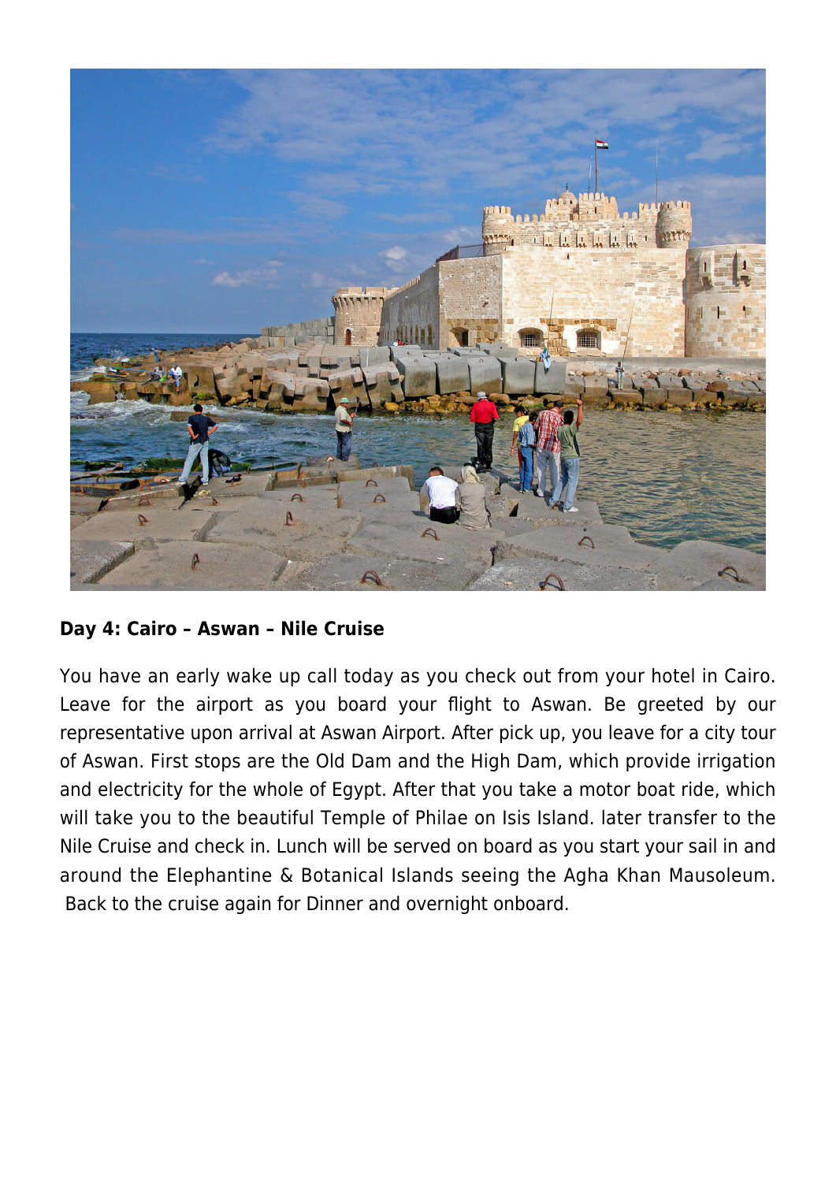**Day 4: Cairo – Aswan – Nile Cruise**

You have an early wake up call today as you check out from your hotel in Cairo. Leave for the airport as you board your flight to Aswan. Be greeted by our representative upon arrival at Aswan Airport. After pick up, you leave for a city tour of Aswan. First stops are the Old Dam and the High Dam, which provide irrigation and electricity for the whole of Egypt. After that you take a motor boat ride, which will take you to the beautiful Temple of Philae on Isis Island. later transfer to the Nile Cruise and check in. Lunch will be served on board as you start your sail in and around the Elephantine & Botanical Islands seeing the Agha Khan Mausoleum. Back to the cruise again for Dinner and overnight onboard.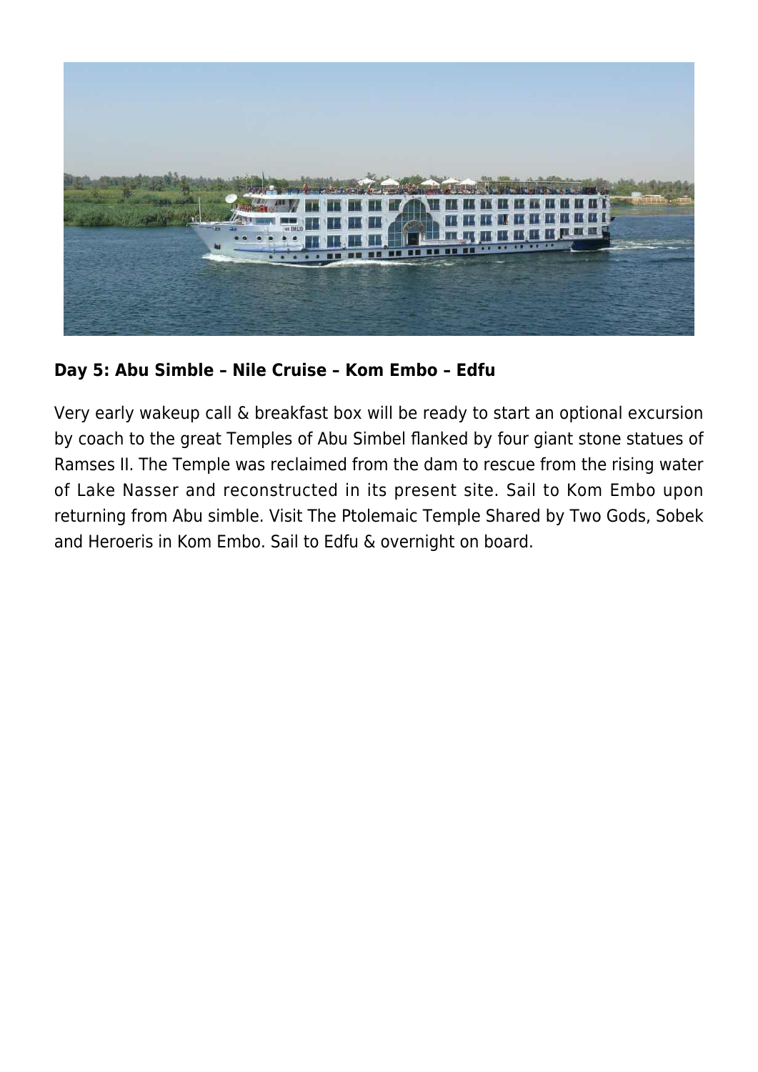**Day 5: Abu Simble – Nile Cruise – Kom Embo – Edfu**

Very early wakeup call & breakfast box will be ready to start an optional excursion by coach to the great Temples of Abu Simbel flanked by four giant stone statues of Ramses II. The Temple was reclaimed from the dam to rescue from the rising water of Lake Nasser and reconstructed in its present site. Sail to Kom Embo upon returning from Abu simble. Visit The Ptolemaic Temple Shared by Two Gods, Sobek and Heroeris in Kom Embo. Sail to Edfu & overnight on board.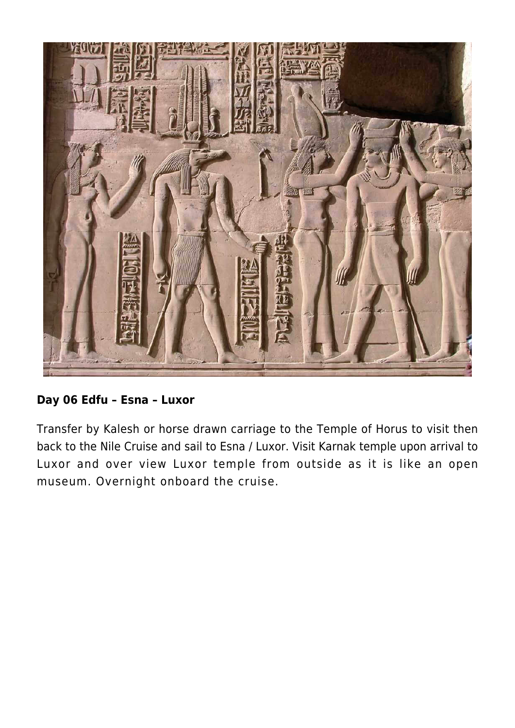**Day 06 Edfu – Esna – Luxor**

Transfer by Kalesh or horse drawn carriage to the Temple of Horus to visit then back to the Nile Cruise and sail to Esna / Luxor. Visit Karnak temple upon arrival to Luxor and over view Luxor temple from outside as it is like an open museum. Overnight onboard the cruise.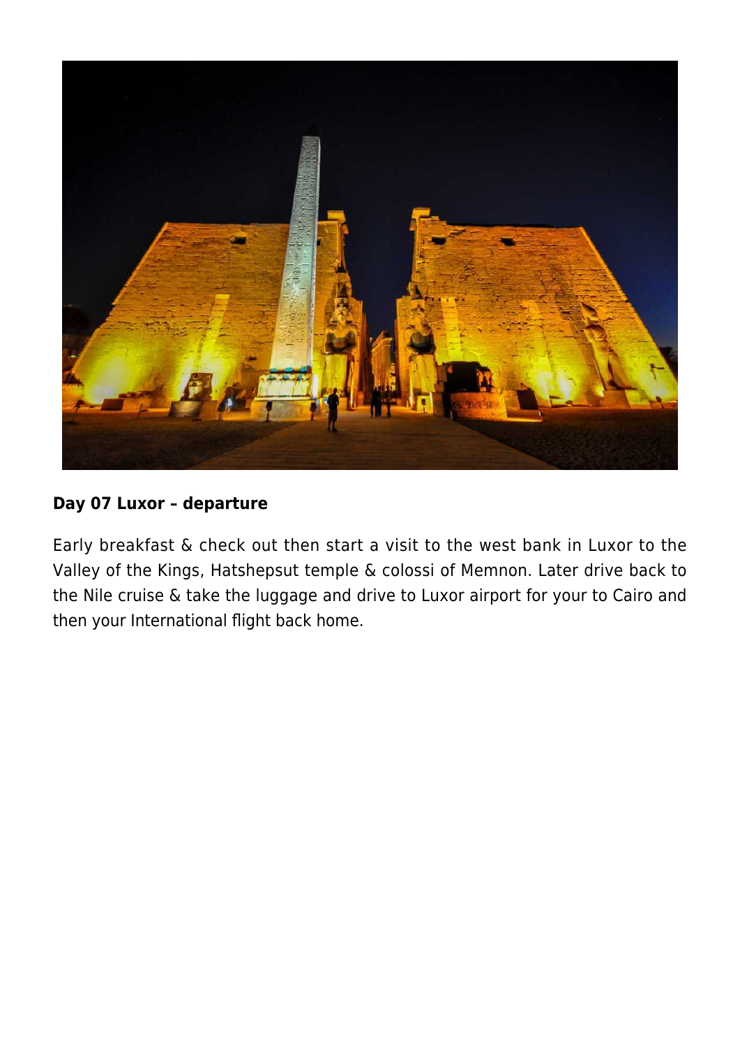**Day 07 Luxor – departure**

Early breakfast & check out then start a visit to the west bank in Luxor to the Valley of the Kings, Hatshepsut temple & colossi of Memnon. Later drive back to the Nile cruise & take the luggage and drive to Luxor airport for your to Cairo and then your International flight back home.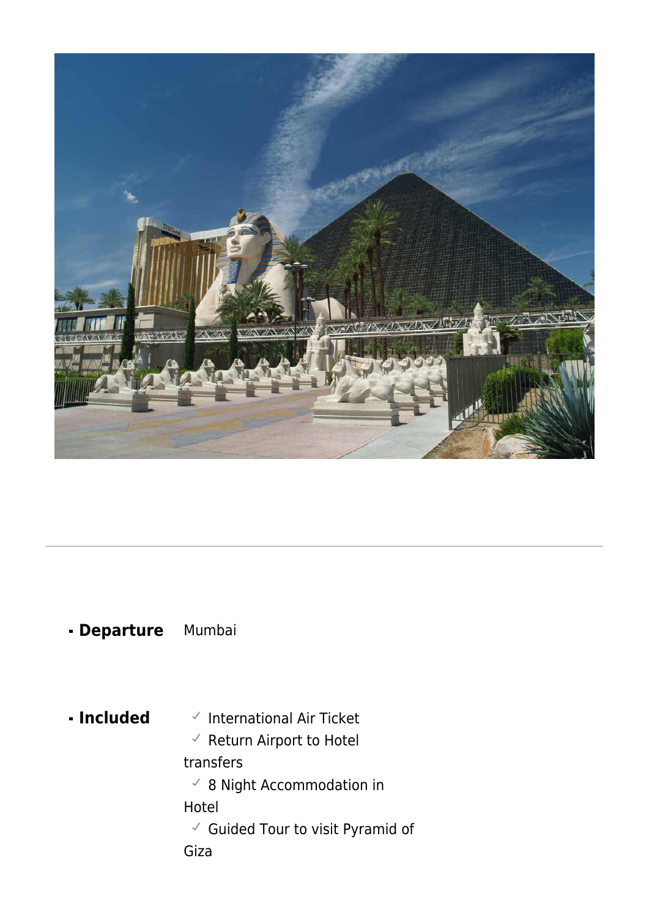- **Departure** Mumbai

- **Included**
  - ✓ International Air Ticket
  - ✓ Return Airport to Hotel transfers
  - ✓ 8 Night Accommodation in Hotel
  - ✓ Guided Tour to visit Pyramid of Giza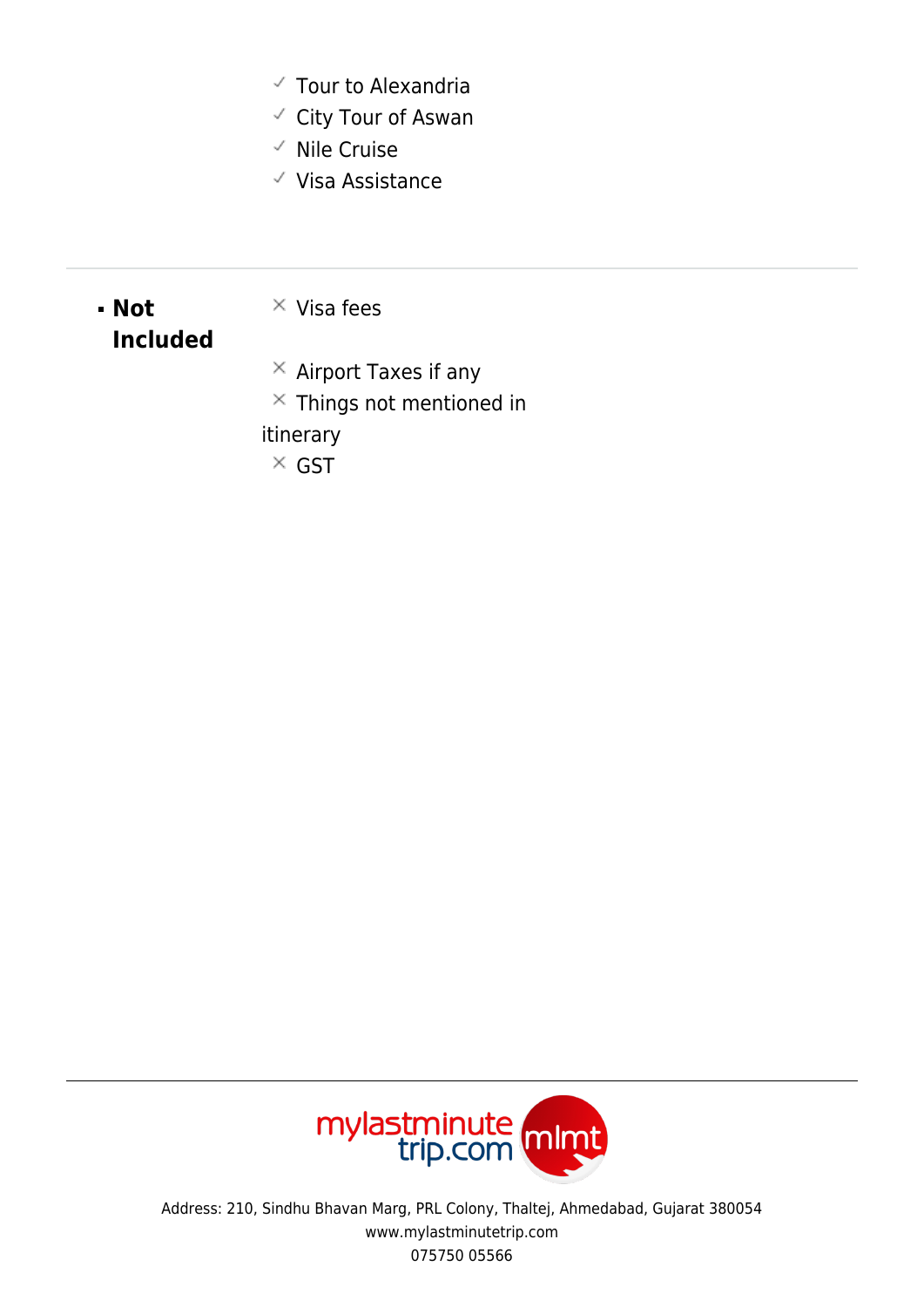- ✓ Tour to Alexandria
- ✓ City Tour of Aswan
- ✓ Nile Cruise
- ✓ Visa Assistance

---

- **Not Included**
  - × Visa fees
  - × Airport Taxes if any
  - × Things not mentioned in itinerary
  - × GST

---

mylastminutetrip.com mlmt

Address: 210, Sindhu Bhavan Marg, PRL Colony, Thaltej, Ahmedabad, Gujarat 380054
www.mylastminutetrip.com
075750 05566